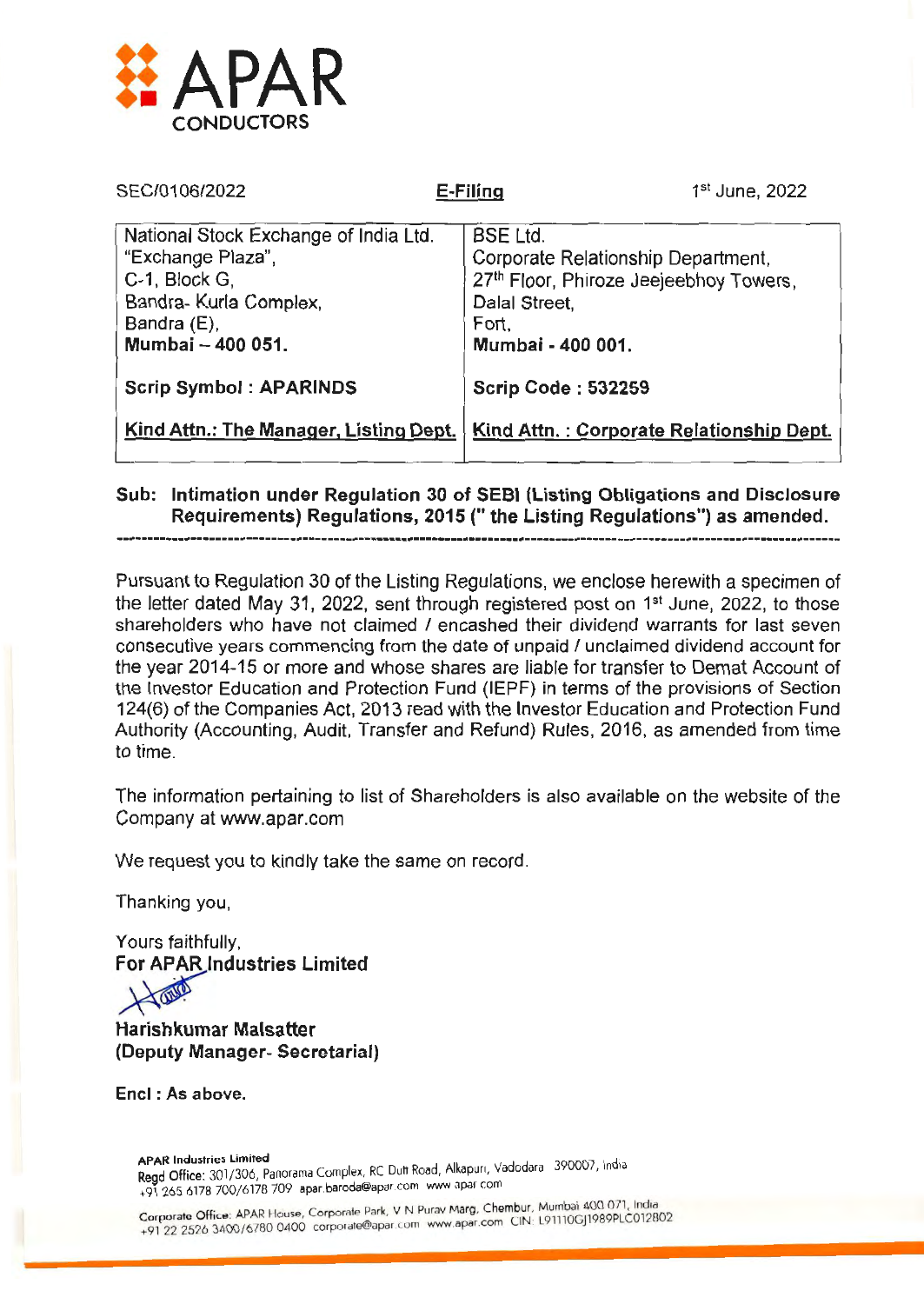APAR

CONDUCTORS

SEC/0106/2022 | **E-Filing** | 1st June, 2022

| National Stock Exchange of India Ltd.<br>"Exchange Plaza",<br>C-1, Block G,<br>Bandra- Kurla Complex,<br>Bandra (E),<br>**Mumbai – 400 051.** | BSE Ltd.<br>Corporate Relationship Department,<br>27th Floor, Phiroze Jeejeebhoy Towers,<br>Dalal Street,<br>Fort,<br>**Mumbai - 400 001.** |
|---|---|
| **Scrip Symbol : APARINDS** | **Scrip Code : 532259** |
| **Kind Attn.: The Manager, Listing Dept.** | **Kind Attn. : Corporate Relationship Dept.** |

**Sub: Intimation under Regulation 30 of SEBI (Listing Obligations and Disclosure Requirements) Regulations, 2015 (" the Listing Regulations") as amended.**

Pursuant to Regulation 30 of the Listing Regulations, we enclose herewith a specimen of the letter dated May 31, 2022, sent through registered post on 1st June, 2022, to those shareholders who have not claimed / encashed their dividend warrants for last seven consecutive years commencing from the date of unpaid / unclaimed dividend account for the year 2014-15 or more and whose shares are liable for transfer to Demat Account of the Investor Education and Protection Fund (IEPF) in terms of the provisions of Section 124(6) of the Companies Act, 2013 read with the Investor Education and Protection Fund Authority (Accounting, Audit, Transfer and Refund) Rules, 2016, as amended from time to time.

The information pertaining to list of Shareholders is also available on the website of the Company at www.apar.com

We request you to kindly take the same on record.

Thanking you,

Yours faithfully,
**For APAR Industries Limited**

**Harishkumar Malsatter**
**(Deputy Manager- Secretarial)**

**Encl : As above.**

**APAR Industries Limited**
**Regd Office:** 301/306, Panorama Complex, RC Dutt Road, Alkapuri, Vadodara 390007, India
+91 265 6178 700/6178 709 apar.baroda@apar.com www.apar.com

**Corporate Office:** APAR House, Corporate Park, V N Purav Marg, Chembur, Mumbai 400 071, India
+91 22 2526 3400/6780 0400 corporate@apar.com www.apar.com CIN: L91110GJ1989PLC012802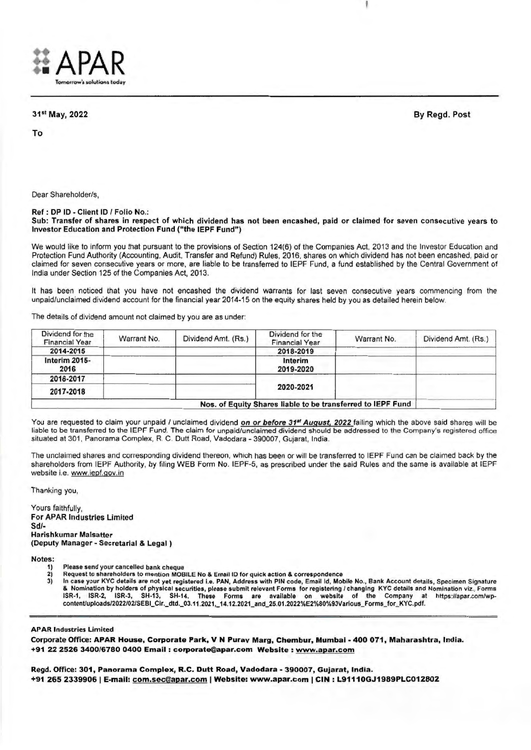# APAR

Tomorrow's solutions today

**31st May, 2022** **By Regd. Post**

**To**

Dear Shareholder/s,

**Ref : DP ID - Client ID / Folio No.:**

**Sub: Transfer of shares in respect of which dividend has not been encashed, paid or claimed for seven consecutive years to Investor Education and Protection Fund ("the IEPF Fund")**

We would like to inform you that pursuant to the provisions of Section 124(6) of the Companies Act, 2013 and the Investor Education and Protection Fund Authority (Accounting, Audit, Transfer and Refund) Rules, 2016, shares on which dividend has not been encashed, paid or claimed for seven consecutive years or more, are liable to be transferred to IEPF Fund, a fund established by the Central Government of India under Section 125 of the Companies Act, 2013.

It has been noticed that you have not encashed the dividend warrants for last seven consecutive years commencing from the unpaid/unclaimed dividend account for the financial year 2014-15 on the equity shares held by you as detailed herein below.

The details of dividend amount not claimed by you are as under:

| Dividend for the Financial Year | Warrant No. | Dividend Amt. (Rs.) | Dividend for the Financial Year | Warrant No. | Dividend Amt. (Rs.) |
|---|---|---|---|---|---|
| **2014-2015** | | | **2018-2019** | | |
| **Interim 2015-2016** | | | **Interim 2019-2020** | | |
| **2016-2017** | | | **2020-2021** | | |
| **2017-2018** | | | | | |
| **Nos. of Equity Shares liable to be transferred to IEPF Fund** | | | | | |

You are requested to claim your unpaid / unclaimed dividend ***on or before 31st August, 2022*** failing which the above said shares will be liable to be transferred to the IEPF Fund. The claim for unpaid/unclaimed dividend should be addressed to the Company's registered office situated at 301, Panorama Complex, R. C. Dutt Road, Vadodara - 390007, Gujarat, India.

The unclaimed shares and corresponding dividend thereon, which has been or will be transferred to IEPF Fund can be claimed back by the shareholders from IEPF Authority, by filing WEB Form No. IEPF-5, as prescribed under the said Rules and the same is available at IEPF website i.e. www.iepf.gov.in

Thanking you,

Yours faithfully,
**For APAR Industries Limited**
**Sd/-**
**Harishkumar Malsatter**
**(Deputy Manager - Secretarial & Legal )**

**Notes:**

1) **Please send your cancelled bank cheque**
2) **Request to shareholders to mention MOBILE No & Email ID for quick action & correspondence**
3) **In case your KYC details are not yet registered i.e. PAN, Address with PIN code, Email Id, Mobile No., Bank Account details, Specimen Signature & Nomination by holders of physical securities, please submit relevant Forms for registering / changing KYC details and Nomination viz., Forms ISR-1, ISR-2, ISR-3, SH-13, SH-14. These Forms are available on website of the Company at https://apar.com/wp-content/uploads/2022/02/SEBI_Cir._dtd._03.11.2021,_14.12.2021_and_25.01.2022%E2%80%93Various_Forms_for_KYC.pdf.**

**APAR Industries Limited**

**Corporate Office: APAR House, Corporate Park, V N Purav Marg, Chembur, Mumbai - 400 071, Maharashtra, India.**
**+91 22 2526 3400/6780 0400 Email : corporate@apar.com Website : www.apar.com**

**Regd. Office: 301, Panorama Complex, R.C. Dutt Road, Vadodara - 390007, Gujarat, India.**
**+91 265 2339906 | E-mail: com.sec@apar.com | Website: www.apar.com | CIN : L91110GJ1989PLC012802**